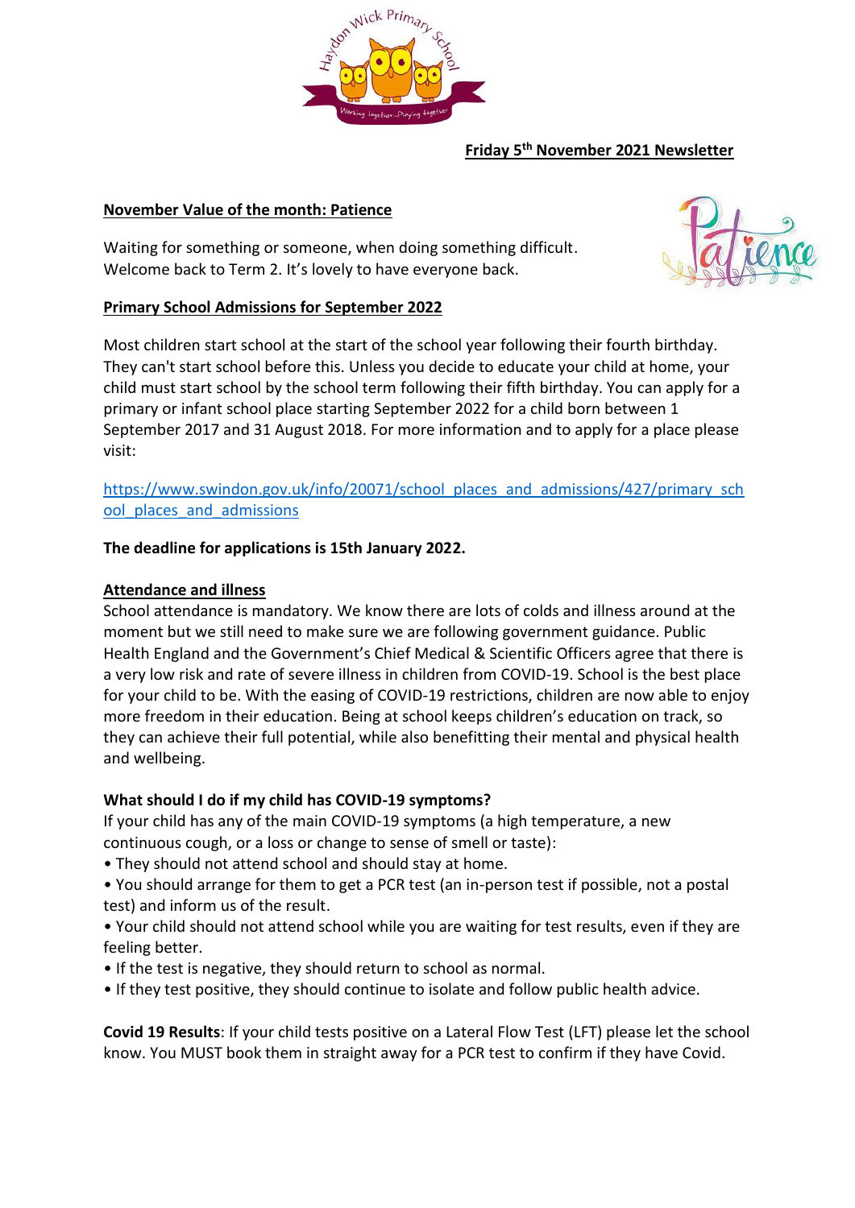**Friday 5th November 2021 Newsletter**

## November Value of the month: Patience

Waiting for something or someone, when doing something difficult.
Welcome back to Term 2. It's lovely to have everyone back.

## Primary School Admissions for September 2022

Most children start school at the start of the school year following their fourth birthday. They can't start school before this. Unless you decide to educate your child at home, your child must start school by the school term following their fifth birthday. You can apply for a primary or infant school place starting September 2022 for a child born between 1 September 2017 and 31 August 2018. For more information and to apply for a place please visit:

https://www.swindon.gov.uk/info/20071/school_places_and_admissions/427/primary_school_places_and_admissions

**The deadline for applications is 15th January 2022.**

## Attendance and illness

School attendance is mandatory. We know there are lots of colds and illness around at the moment but we still need to make sure we are following government guidance. Public Health England and the Government's Chief Medical & Scientific Officers agree that there is a very low risk and rate of severe illness in children from COVID-19. School is the best place for your child to be. With the easing of COVID-19 restrictions, children are now able to enjoy more freedom in their education. Being at school keeps children's education on track, so they can achieve their full potential, while also benefitting their mental and physical health and wellbeing.

**What should I do if my child has COVID-19 symptoms?**

If your child has any of the main COVID-19 symptoms (a high temperature, a new continuous cough, or a loss or change to sense of smell or taste):

- They should not attend school and should stay at home.
- You should arrange for them to get a PCR test (an in-person test if possible, not a postal test) and inform us of the result.
- Your child should not attend school while you are waiting for test results, even if they are feeling better.
- If the test is negative, they should return to school as normal.
- If they test positive, they should continue to isolate and follow public health advice.

**Covid 19 Results**: If your child tests positive on a Lateral Flow Test (LFT) please let the school know. You MUST book them in straight away for a PCR test to confirm if they have Covid.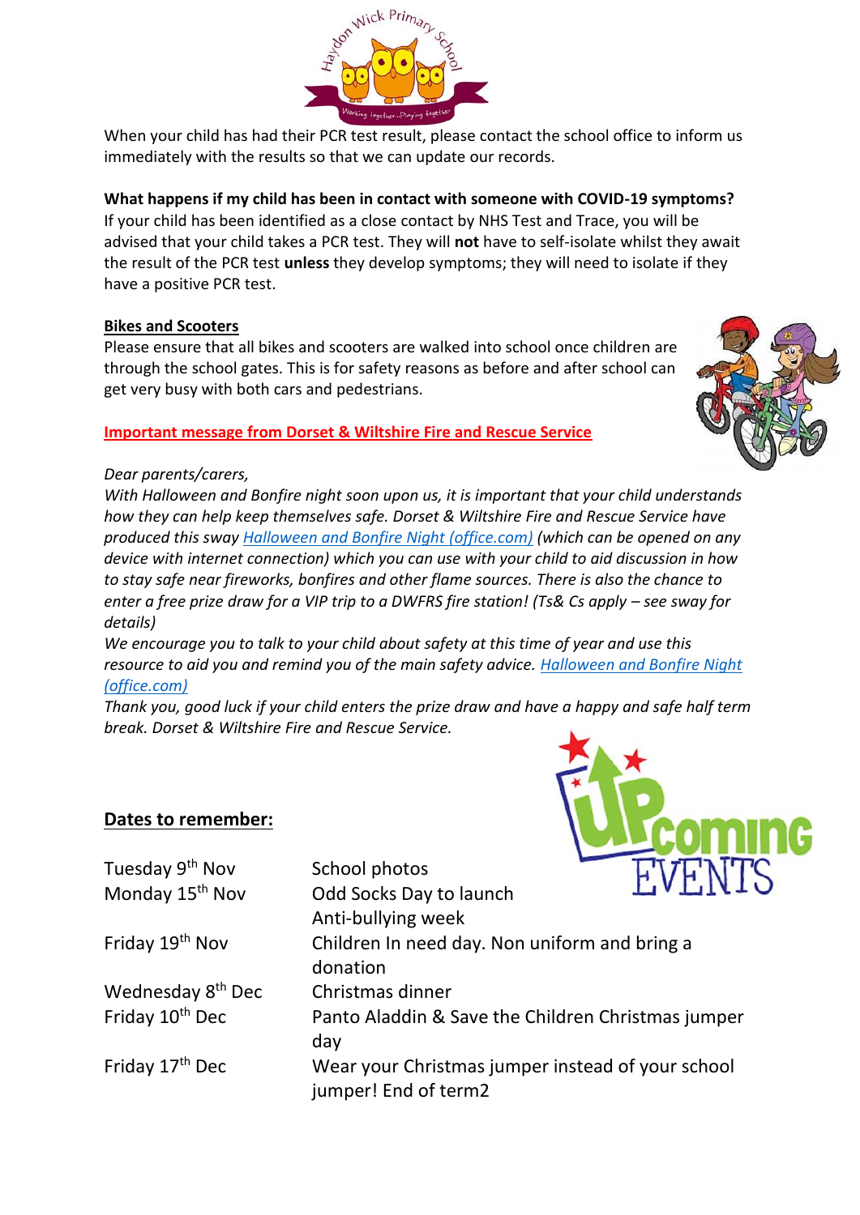When your child has had their PCR test result, please contact the school office to inform us immediately with the results so that we can update our records.

**What happens if my child has been in contact with someone with COVID-19 symptoms?**

If your child has been identified as a close contact by NHS Test and Trace, you will be advised that your child takes a PCR test. They will **not** have to self-isolate whilst they await the result of the PCR test **unless** they develop symptoms; they will need to isolate if they have a positive PCR test.

**Bikes and Scooters**

Please ensure that all bikes and scooters are walked into school once children are through the school gates. This is for safety reasons as before and after school can get very busy with both cars and pedestrians.

**Important message from Dorset & Wiltshire Fire and Rescue Service**

*Dear parents/carers,*

*With Halloween and Bonfire night soon upon us, it is important that your child understands how they can help keep themselves safe. Dorset & Wiltshire Fire and Rescue Service have produced this sway Halloween and Bonfire Night (office.com) (which can be opened on any device with internet connection) which you can use with your child to aid discussion in how to stay safe near fireworks, bonfires and other flame sources. There is also the chance to enter a free prize draw for a VIP trip to a DWFRS fire station! (Ts& Cs apply – see sway for details)*

*We encourage you to talk to your child about safety at this time of year and use this resource to aid you and remind you of the main safety advice. Halloween and Bonfire Night (office.com)*

*Thank you, good luck if your child enters the prize draw and have a happy and safe half term break. Dorset & Wiltshire Fire and Rescue Service.*

**Dates to remember:**

| | |
|---|---|
| Tuesday 9th Nov | School photos |
| Monday 15th Nov | Odd Socks Day to launch Anti-bullying week |
| Friday 19th Nov | Children In need day. Non uniform and bring a donation |
| Wednesday 8th Dec | Christmas dinner |
| Friday 10th Dec | Panto Aladdin & Save the Children Christmas jumper day |
| Friday 17th Dec | Wear your Christmas jumper instead of your school jumper! End of term2 |